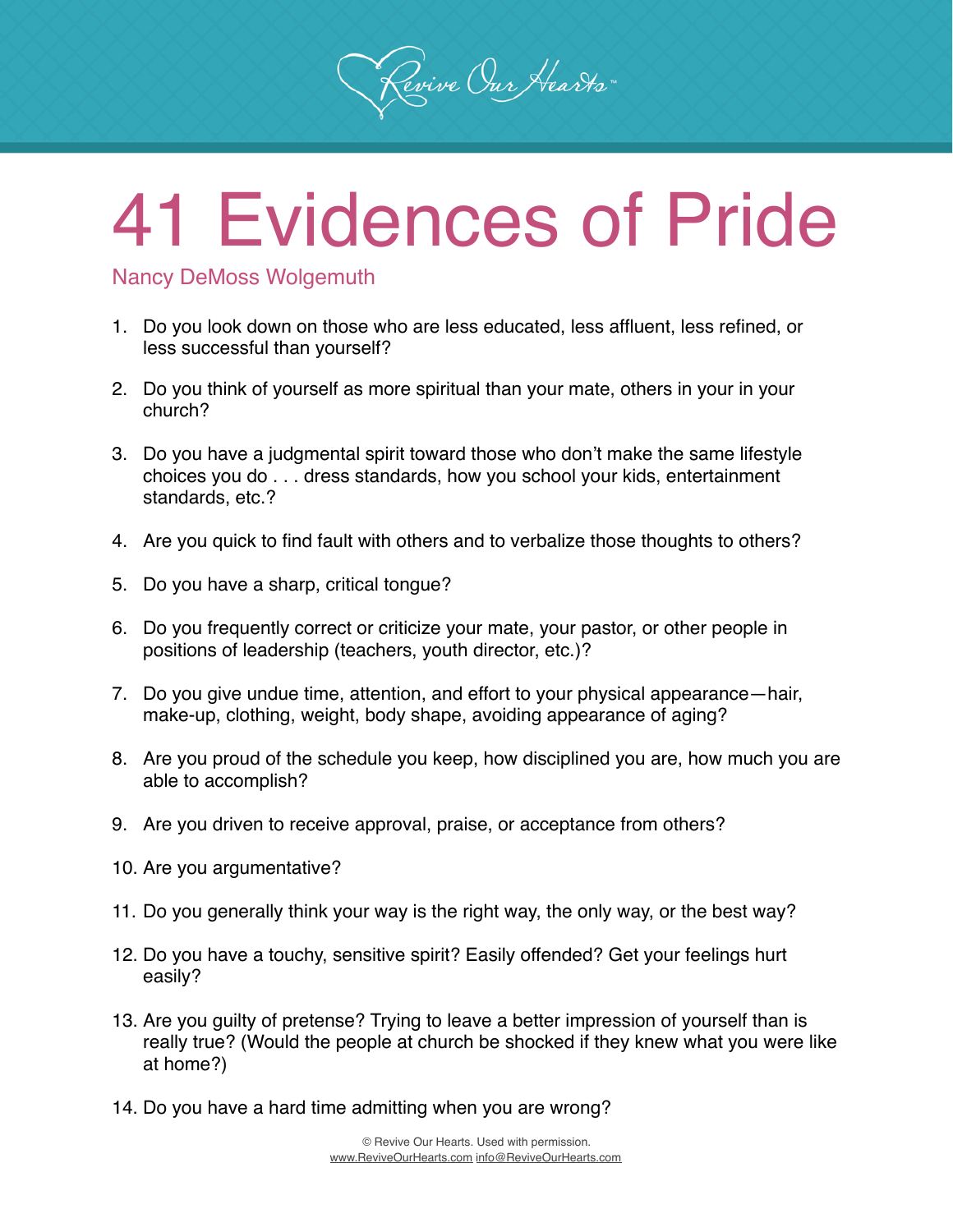Revive Our Hearts™

# 41 Evidences of Pride

Nancy DeMoss Wolgemuth

1. Do you look down on those who are less educated, less affluent, less refined, or less successful than yourself?
2. Do you think of yourself as more spiritual than your mate, others in your in your church?
3. Do you have a judgmental spirit toward those who don't make the same lifestyle choices you do . . . dress standards, how you school your kids, entertainment standards, etc.?
4. Are you quick to find fault with others and to verbalize those thoughts to others?
5. Do you have a sharp, critical tongue?
6. Do you frequently correct or criticize your mate, your pastor, or other people in positions of leadership (teachers, youth director, etc.)?
7. Do you give undue time, attention, and effort to your physical appearance—hair, make-up, clothing, weight, body shape, avoiding appearance of aging?
8. Are you proud of the schedule you keep, how disciplined you are, how much you are able to accomplish?
9. Are you driven to receive approval, praise, or acceptance from others?
10. Are you argumentative?
11. Do you generally think your way is the right way, the only way, or the best way?
12. Do you have a touchy, sensitive spirit? Easily offended? Get your feelings hurt easily?
13. Are you guilty of pretense? Trying to leave a better impression of yourself than is really true? (Would the people at church be shocked if they knew what you were like at home?)
14. Do you have a hard time admitting when you are wrong?

© Revive Our Hearts. Used with permission.
www.ReviveOurHearts.com info@ReviveOurHearts.com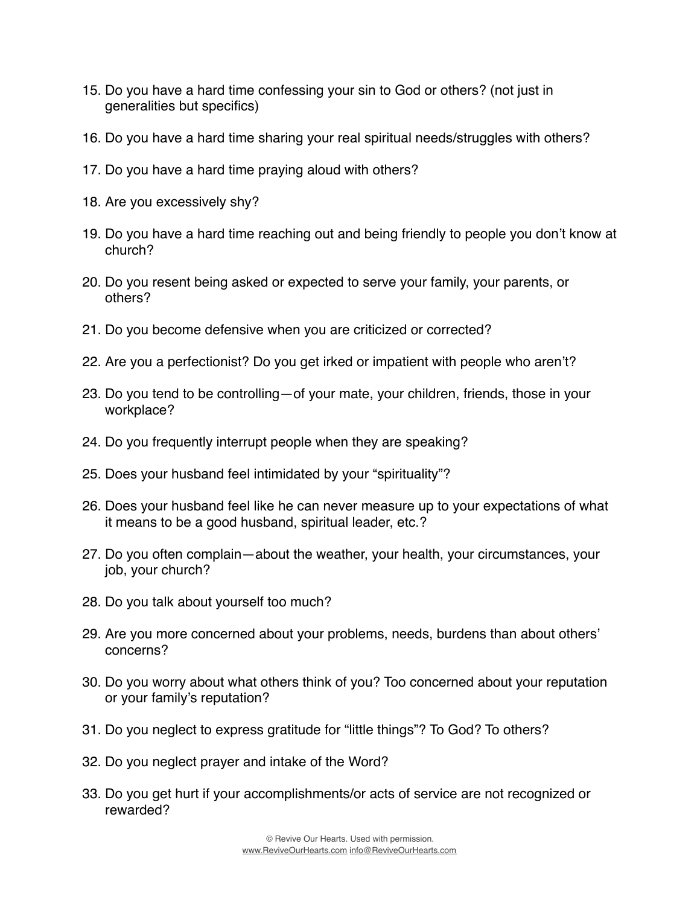15. Do you have a hard time confessing your sin to God or others? (not just in generalities but specifics)

16. Do you have a hard time sharing your real spiritual needs/struggles with others?

17. Do you have a hard time praying aloud with others?

18. Are you excessively shy?

19. Do you have a hard time reaching out and being friendly to people you don't know at church?

20. Do you resent being asked or expected to serve your family, your parents, or others?

21. Do you become defensive when you are criticized or corrected?

22. Are you a perfectionist? Do you get irked or impatient with people who aren't?

23. Do you tend to be controlling—of your mate, your children, friends, those in your workplace?

24. Do you frequently interrupt people when they are speaking?

25. Does your husband feel intimidated by your "spirituality"?

26. Does your husband feel like he can never measure up to your expectations of what it means to be a good husband, spiritual leader, etc.?

27. Do you often complain—about the weather, your health, your circumstances, your job, your church?

28. Do you talk about yourself too much?

29. Are you more concerned about your problems, needs, burdens than about others' concerns?

30. Do you worry about what others think of you? Too concerned about your reputation or your family's reputation?

31. Do you neglect to express gratitude for "little things"? To God? To others?

32. Do you neglect prayer and intake of the Word?

33. Do you get hurt if your accomplishments/or acts of service are not recognized or rewarded?

© Revive Our Hearts. Used with permission.
www.ReviveOurHearts.com info@ReviveOurHearts.com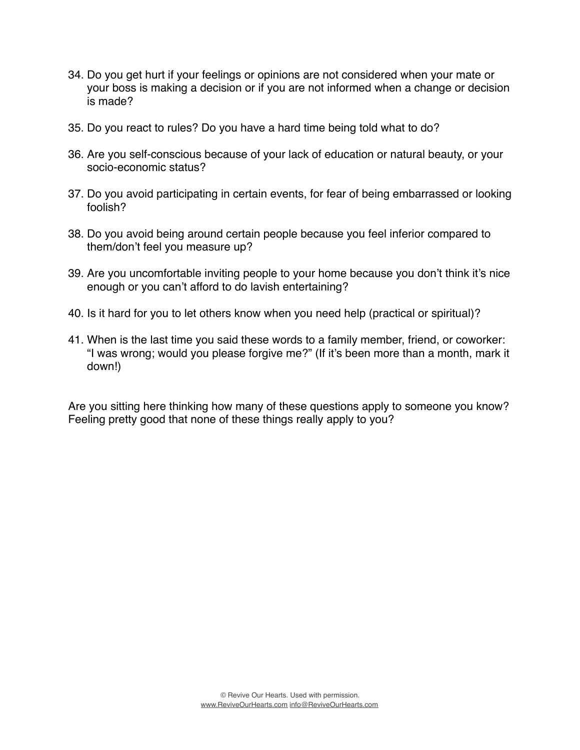34. Do you get hurt if your feelings or opinions are not considered when your mate or your boss is making a decision or if you are not informed when a change or decision is made?

35. Do you react to rules? Do you have a hard time being told what to do?

36. Are you self-conscious because of your lack of education or natural beauty, or your socio-economic status?

37. Do you avoid participating in certain events, for fear of being embarrassed or looking foolish?

38. Do you avoid being around certain people because you feel inferior compared to them/don't feel you measure up?

39. Are you uncomfortable inviting people to your home because you don't think it's nice enough or you can't afford to do lavish entertaining?

40. Is it hard for you to let others know when you need help (practical or spiritual)?

41. When is the last time you said these words to a family member, friend, or coworker: "I was wrong; would you please forgive me?" (If it's been more than a month, mark it down!)

Are you sitting here thinking how many of these questions apply to someone you know? Feeling pretty good that none of these things really apply to you?

© Revive Our Hearts. Used with permission.
www.ReviveOurHearts.com info@ReviveOurHearts.com